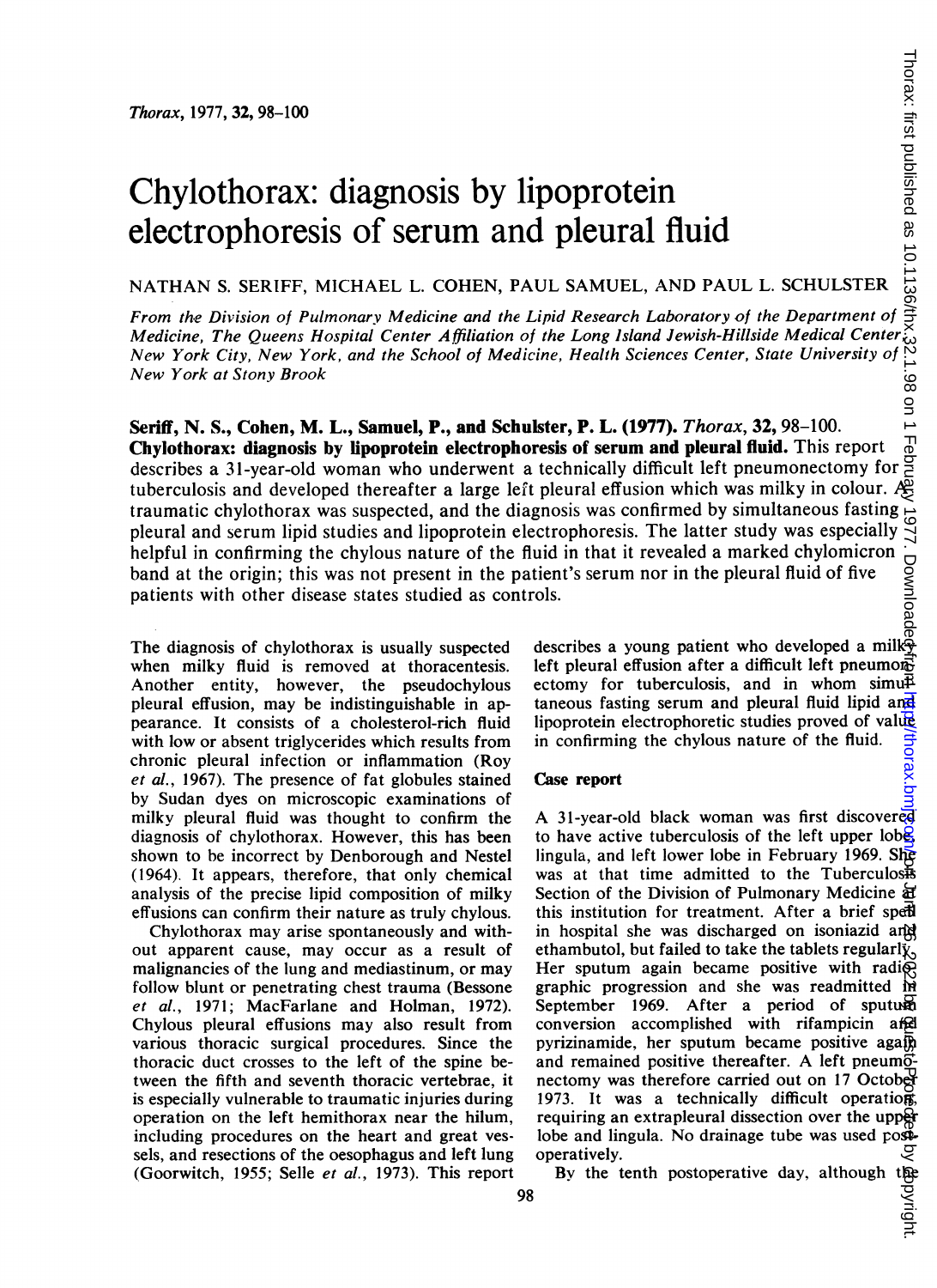# Chylothorax: diagnosis by lipoprotein electrophoresis of serum and pleural fluid

NATHAN S. SERIFF, MICHAEL L. COHEN, PAUL SAMUEL, AND PAUL L. SCHULSTER

*From the Division of Pulmonary Medicine and the Lipid Research Laboratory of the Department of Medicine, The Queens Hospital Center Affiliation of the Long Island Jewish-Hillside Medical Center, New York City, New York, and the School of Medicine, Health Sciences Center, State University of New York at Stony Brook*

**Seriff, N. S., Cohen, M. L., Samuel, P., and Schulster, P. L. (1977).** *Thorax*, **32**, 98–100. **Chylothorax: diagnosis by lipoprotein electrophoresis of serum and pleural fluid.** This report describes a 31-year-old woman who underwent a technically difficult left pneumonectomy for tuberculosis and developed thereafter a large left pleural effusion which was milky in colour. A traumatic chylothorax was suspected, and the diagnosis was confirmed by simultaneous fasting pleural and serum lipid studies and lipoprotein electrophoresis. The latter study was especially helpful in confirming the chylous nature of the fluid in that it revealed a marked chylomicron band at the origin; this was not present in the patient's serum nor in the pleural fluid of five patients with other disease states studied as controls.

The diagnosis of chylothorax is usually suspected when milky fluid is removed at thoracentesis. Another entity, however, the pseudochylous pleural effusion, may be indistinguishable in appearance. It consists of a cholesterol-rich fluid with low or absent triglycerides which results from chronic pleural infection or inflammation (Roy *et al.*, 1967). The presence of fat globules stained by Sudan dyes on microscopic examinations of milky pleural fluid was thought to confirm the diagnosis of chylothorax. However, this has been shown to be incorrect by Denborough and Nestel (1964). It appears, therefore, that only chemical analysis of the precise lipid composition of milky effusions can confirm their nature as truly chylous.

Chylothorax may arise spontaneously and without apparent cause, may occur as a result of malignancies of the lung and mediastinum, or may follow blunt or penetrating chest trauma (Bessone *et al.*, 1971; MacFarlane and Holman, 1972). Chylous pleural effusions may also result from various thoracic surgical procedures. Since the thoracic duct crosses to the left of the spine between the fifth and seventh thoracic vertebrae, it is especially vulnerable to traumatic injuries during operation on the left hemithorax near the hilum, including procedures on the heart and great vessels, and resections of the oesophagus and left lung (Goorwitch, 1955; Selle *et al.*, 1973). This report describes a young patient who developed a milky left pleural effusion after a difficult left pneumonectomy for tuberculosis, and in whom simultaneous fasting serum and pleural fluid lipid and lipoprotein electrophoretic studies proved of value in confirming the chylous nature of the fluid.

## Case report

A 31-year-old black woman was first discovered to have active tuberculosis of the left upper lobe, lingula, and left lower lobe in February 1969. She was at that time admitted to the Tuberculosis Section of the Division of Pulmonary Medicine at this institution for treatment. After a brief spell in hospital she was discharged on isoniazid and ethambutol, but failed to take the tablets regularly. Her sputum again became positive with radiographic progression and she was readmitted in September 1969. After a period of sputum conversion accomplished with rifampicin and pyrizinamide, her sputum became positive again and remained positive thereafter. A left pneumonectomy was therefore carried out on 17 October 1973. It was a technically difficult operation, requiring an extrapleural dissection over the upper lobe and lingula. No drainage tube was used postoperatively.

By the tenth postoperative day, although the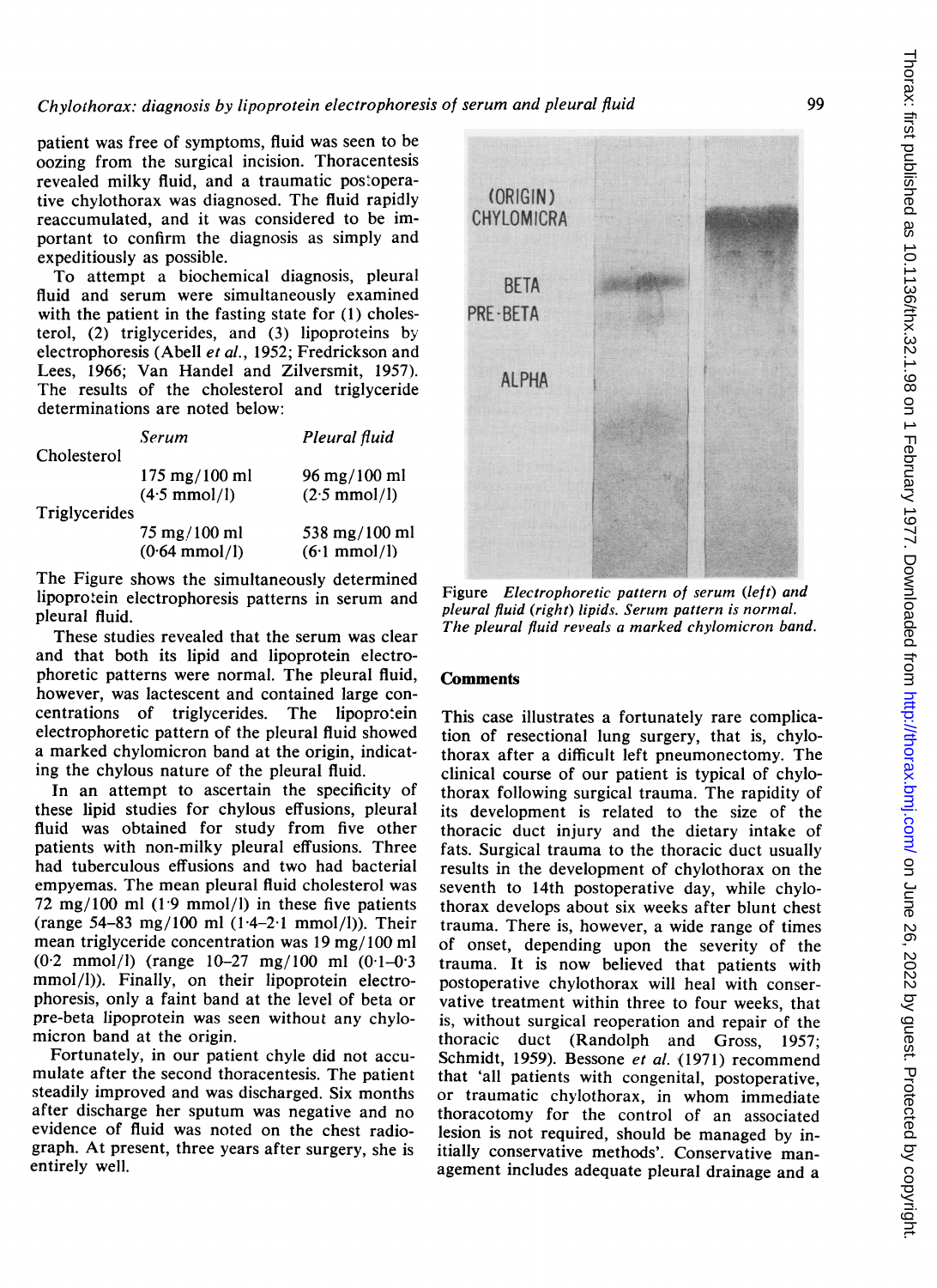patient was free of symptoms, fluid was seen to be oozing from the surgical incision. Thoracentesis revealed milky fluid, and a traumatic postoperative chylothorax was diagnosed. The fluid rapidly reaccumulated, and it was considered to be important to confirm the diagnosis as simply and expeditiously as possible.

To attempt a biochemical diagnosis, pleural fluid and serum were simultaneously examined with the patient in the fasting state for (1) cholesterol, (2) triglycerides, and (3) lipoproteins by electrophoresis (Abell *et al.*, 1952; Fredrickson and Lees, 1966; Van Handel and Zilversmit, 1957). The results of the cholesterol and triglyceride determinations are noted below:

| | *Serum* | *Pleural fluid* |
|---|---|---|
| Cholesterol | | |
| | 175 mg/100 ml | 96 mg/100 ml |
| | (4·5 mmol/l) | (2·5 mmol/l) |
| Triglycerides | | |
| | 75 mg/100 ml | 538 mg/100 ml |
| | (0·64 mmol/l) | (6·1 mmol/l) |

The Figure shows the simultaneously determined lipoprotein electrophoresis patterns in serum and pleural fluid.

These studies revealed that the serum was clear and that both its lipid and lipoprotein electrophoretic patterns were normal. The pleural fluid, however, was lactescent and contained large concentrations of triglycerides. The lipoprotein electrophoretic pattern of the pleural fluid showed a marked chylomicron band at the origin, indicating the chylous nature of the pleural fluid.

In an attempt to ascertain the specificity of these lipid studies for chylous effusions, pleural fluid was obtained for study from five other patients with non-milky pleural effusions. Three had tuberculous effusions and two had bacterial empyemas. The mean pleural fluid cholesterol was 72 mg/100 ml (1·9 mmol/l) in these five patients (range 54–83 mg/100 ml (1·4–2·1 mmol/l)). Their mean triglyceride concentration was 19 mg/100 ml (0·2 mmol/l) (range 10–27 mg/100 ml (0·1–0·3 mmol/l)). Finally, on their lipoprotein electrophoresis, only a faint band at the level of beta or pre-beta lipoprotein was seen without any chylomicron band at the origin.

Fortunately, in our patient chyle did not accumulate after the second thoracentesis. The patient steadily improved and was discharged. Six months after discharge her sputum was negative and no evidence of fluid was noted on the chest radiograph. At present, three years after surgery, she is entirely well.

Figure *Electrophoretic pattern of serum (left) and pleural fluid (right) lipids. Serum pattern is normal. The pleural fluid reveals a marked chylomicron band.*

## Comments

This case illustrates a fortunately rare complication of resectional lung surgery, that is, chylothorax after a difficult left pneumonectomy. The clinical course of our patient is typical of chylothorax following surgical trauma. The rapidity of its development is related to the size of the thoracic duct injury and the dietary intake of fats. Surgical trauma to the thoracic duct usually results in the development of chylothorax on the seventh to 14th postoperative day, while chylothorax develops about six weeks after blunt chest trauma. There is, however, a wide range of times of onset, depending upon the severity of the trauma. It is now believed that patients with postoperative chylothorax will heal with conservative treatment within three to four weeks, that is, without surgical reoperation and repair of the thoracic duct (Randolph and Gross, 1957; Schmidt, 1959). Bessone *et al.* (1971) recommend that 'all patients with congenital, postoperative, or traumatic chylothorax, in whom immediate thoracotomy for the control of an associated lesion is not required, should be managed by initially conservative methods'. Conservative management includes adequate pleural drainage and a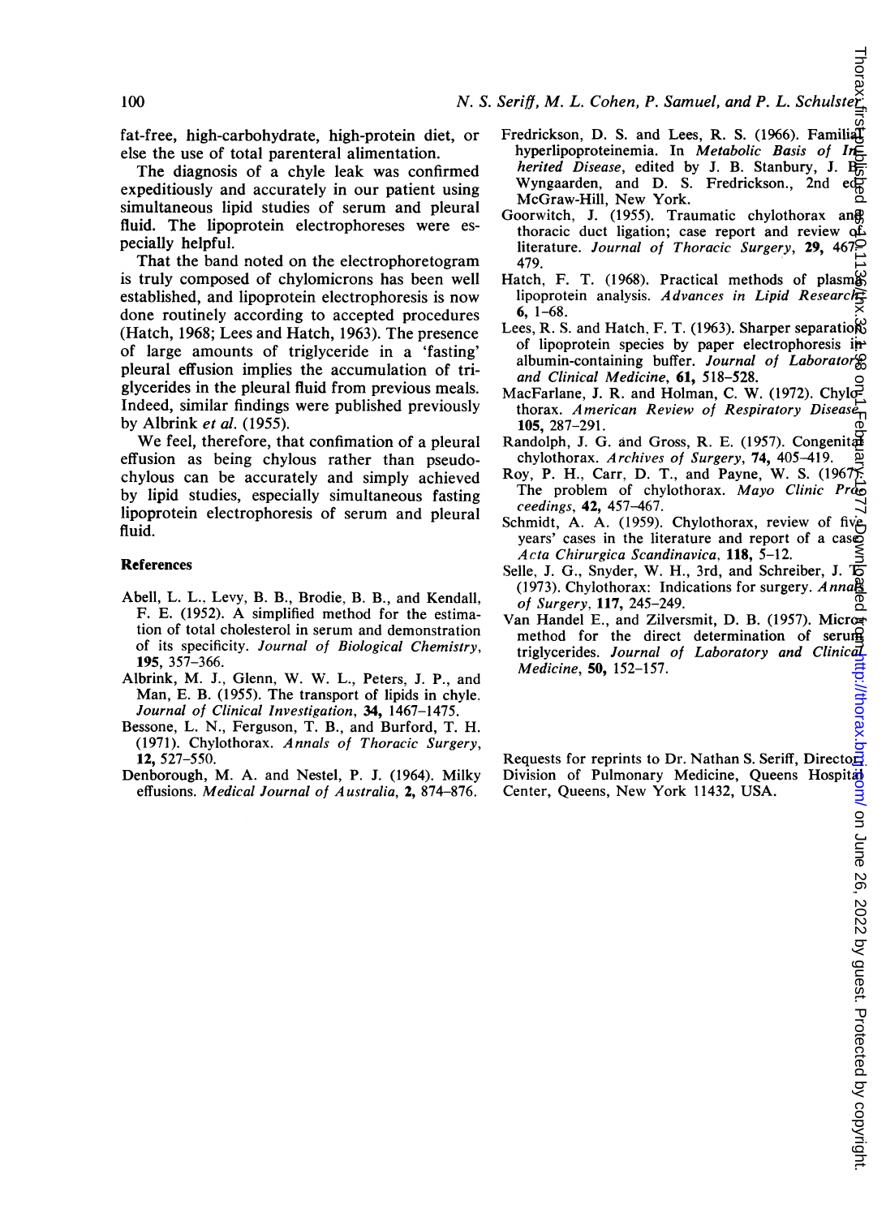fat-free, high-carbohydrate, high-protein diet, or else the use of total parenteral alimentation.

The diagnosis of a chyle leak was confirmed expeditiously and accurately in our patient using simultaneous lipid studies of serum and pleural fluid. The lipoprotein electrophoreses were especially helpful.

That the band noted on the electrophoretogram is truly composed of chylomicrons has been well established, and lipoprotein electrophoresis is now done routinely according to accepted procedures (Hatch, 1968; Lees and Hatch, 1963). The presence of large amounts of triglyceride in a 'fasting' pleural effusion implies the accumulation of triglycerides in the pleural fluid from previous meals. Indeed, similar findings were published previously by Albrink *et al.* (1955).

We feel, therefore, that confimation of a pleural effusion as being chylous rather than pseudochylous can be accurately and simply achieved by lipid studies, especially simultaneous fasting lipoprotein electrophoresis of serum and pleural fluid.

### References

Abell, L. L., Levy, B. B., Brodie, B. B., and Kendall, F. E. (1952). A simplified method for the estimation of total cholesterol in serum and demonstration of its specificity. *Journal of Biological Chemistry*, **195**, 357–366.

Albrink, M. J., Glenn, W. W. L., Peters, J. P., and Man, E. B. (1955). The transport of lipids in chyle. *Journal of Clinical Investigation*, **34**, 1467–1475.

Bessone, L. N., Ferguson, T. B., and Burford, T. H. (1971). Chylothorax. *Annals of Thoracic Surgery*, **12**, 527–550.

Denborough, M. A. and Nestel, P. J. (1964). Milky effusions. *Medical Journal of Australia*, **2**, 874–876.

Fredrickson, D. S. and Lees, R. S. (1966). Familial hyperlipoproteinemia. In *Metabolic Basis of Inherited Disease*, edited by J. B. Stanbury, J. B. Wyngaarden, and D. S. Fredrickson., 2nd ed. McGraw-Hill, New York.

Goorwitch, J. (1955). Traumatic chylothorax and thoracic duct ligation; case report and review of literature. *Journal of Thoracic Surgery*, **29**, 467–479.

Hatch, F. T. (1968). Practical methods of plasma lipoprotein analysis. *Advances in Lipid Research*, **6**, 1–68.

Lees, R. S. and Hatch, F. T. (1963). Sharper separation of lipoprotein species by paper electrophoresis in albumin-containing buffer. *Journal of Laboratory and Clinical Medicine*, **61**, 518–528.

MacFarlane, J. R. and Holman, C. W. (1972). Chylothorax. *American Review of Respiratory Disease*, **105**, 287–291.

Randolph, J. G. and Gross, R. E. (1957). Congenital chylothorax. *Archives of Surgery*, **74**, 405–419.

Roy, P. H., Carr, D. T., and Payne, W. S. (1967). The problem of chylothorax. *Mayo Clinic Proceedings*, **42**, 457–467.

Schmidt, A. A. (1959). Chylothorax, review of five years' cases in the literature and report of a case. *Acta Chirurgica Scandinavica*, **118**, 5–12.

Selle, J. G., Snyder, W. H., 3rd, and Schreiber, J. T. (1973). Chylothorax: Indications for surgery. *Annals of Surgery*, **117**, 245–249.

Van Handel E., and Zilversmit, D. B. (1957). Micromethod for the direct determination of serum triglycerides. *Journal of Laboratory and Clinical Medicine*, **50**, 152–157.

Requests for reprints to Dr. Nathan S. Seriff, Director, Division of Pulmonary Medicine, Queens Hospital Center, Queens, New York 11432, USA.